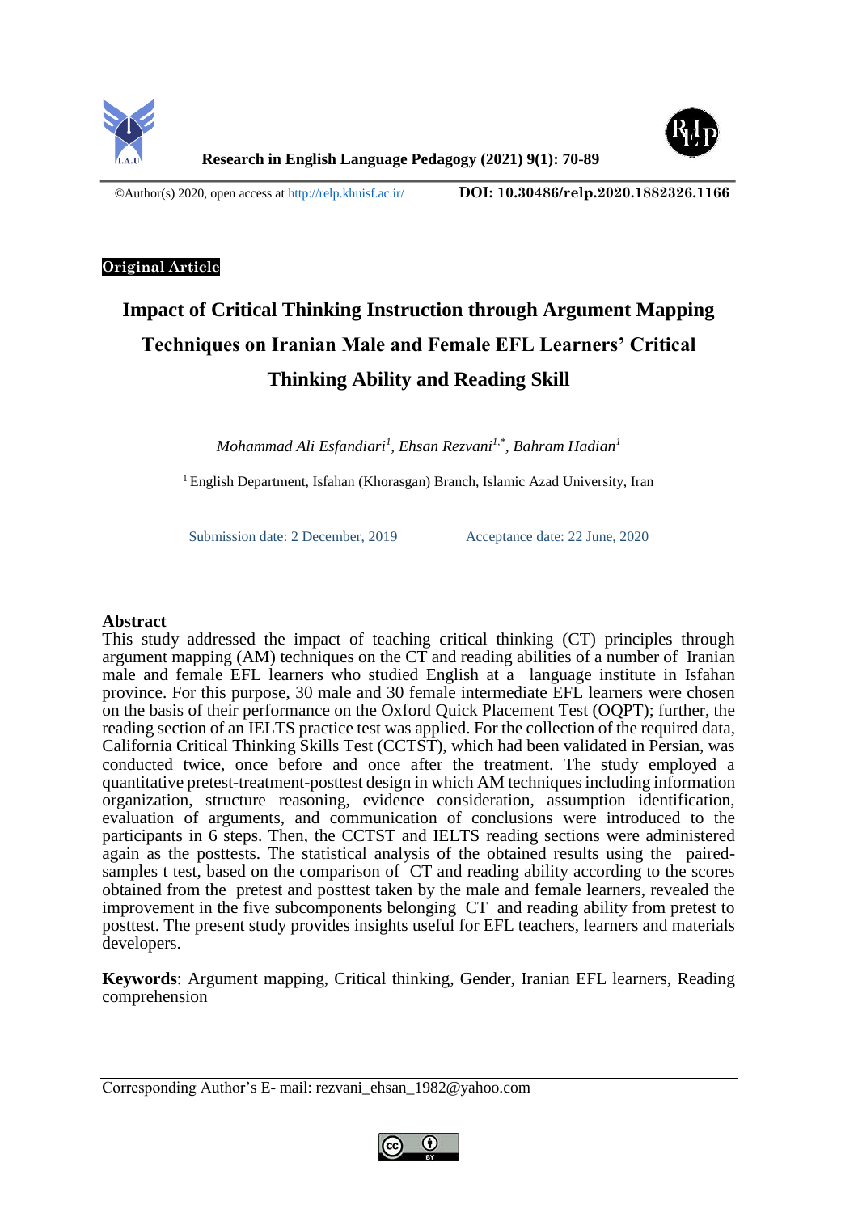Research in English Language Pedagogy (2021) 9(1): 70-89

©Author(s) 2020, open access at http://relp.khuisf.ac.ir/ **DOI: 10.30486/relp.2020.1882326.1166**

**Original Article**

# Impact of Critical Thinking Instruction through Argument Mapping Techniques on Iranian Male and Female EFL Learners' Critical Thinking Ability and Reading Skill

*Mohammad Ali Esfandiari[1], Ehsan Rezvani[1,\*], Bahram Hadian[1]*

[1] English Department, Isfahan (Khorasgan) Branch, Islamic Azad University, Iran

Submission date: 2 December, 2019 Acceptance date: 22 June, 2020

**Abstract**

This study addressed the impact of teaching critical thinking (CT) principles through argument mapping (AM) techniques on the CT and reading abilities of a number of Iranian male and female EFL learners who studied English at a language institute in Isfahan province. For this purpose, 30 male and 30 female intermediate EFL learners were chosen on the basis of their performance on the Oxford Quick Placement Test (OQPT); further, the reading section of an IELTS practice test was applied. For the collection of the required data, California Critical Thinking Skills Test (CCTST), which had been validated in Persian, was conducted twice, once before and once after the treatment. The study employed a quantitative pretest-treatment-posttest design in which AM techniques including information organization, structure reasoning, evidence consideration, assumption identification, evaluation of arguments, and communication of conclusions were introduced to the participants in 6 steps. Then, the CCTST and IELTS reading sections were administered again as the posttests. The statistical analysis of the obtained results using the paired-samples t test, based on the comparison of CT and reading ability according to the scores obtained from the pretest and posttest taken by the male and female learners, revealed the improvement in the five subcomponents belonging CT and reading ability from pretest to posttest. The present study provides insights useful for EFL teachers, learners and materials developers.

**Keywords**: Argument mapping, Critical thinking, Gender, Iranian EFL learners, Reading comprehension

Corresponding Author's E- mail: rezvani_ehsan_1982@yahoo.com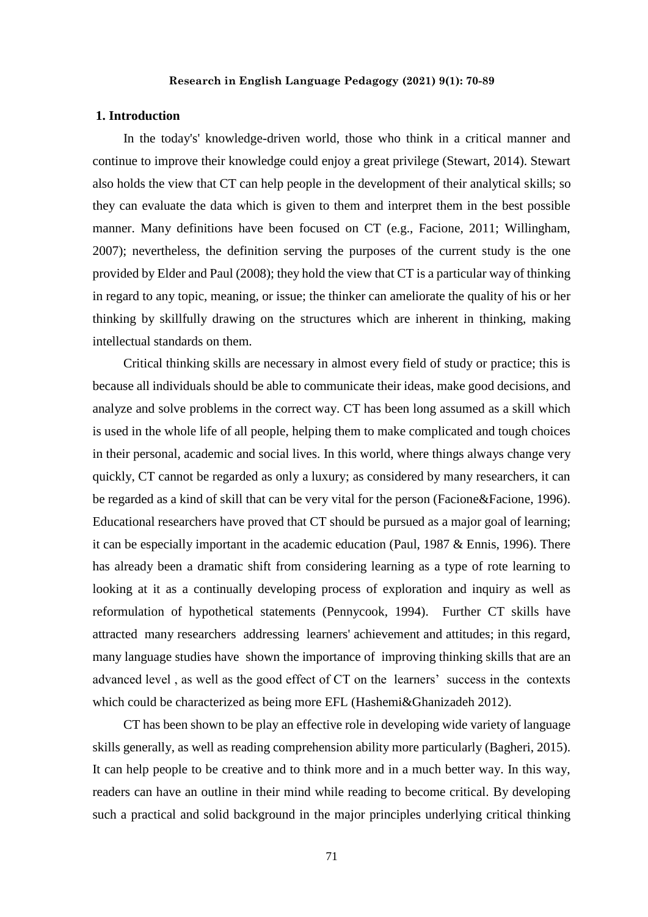## 1. Introduction

In the today's' knowledge-driven world, those who think in a critical manner and continue to improve their knowledge could enjoy a great privilege (Stewart, 2014). Stewart also holds the view that CT can help people in the development of their analytical skills; so they can evaluate the data which is given to them and interpret them in the best possible manner. Many definitions have been focused on CT (e.g., Facione, 2011; Willingham, 2007); nevertheless, the definition serving the purposes of the current study is the one provided by Elder and Paul (2008); they hold the view that CT is a particular way of thinking in regard to any topic, meaning, or issue; the thinker can ameliorate the quality of his or her thinking by skillfully drawing on the structures which are inherent in thinking, making intellectual standards on them.

Critical thinking skills are necessary in almost every field of study or practice; this is because all individuals should be able to communicate their ideas, make good decisions, and analyze and solve problems in the correct way. CT has been long assumed as a skill which is used in the whole life of all people, helping them to make complicated and tough choices in their personal, academic and social lives. In this world, where things always change very quickly, CT cannot be regarded as only a luxury; as considered by many researchers, it can be regarded as a kind of skill that can be very vital for the person (Facione&Facione, 1996). Educational researchers have proved that CT should be pursued as a major goal of learning; it can be especially important in the academic education (Paul, 1987 & Ennis, 1996). There has already been a dramatic shift from considering learning as a type of rote learning to looking at it as a continually developing process of exploration and inquiry as well as reformulation of hypothetical statements (Pennycook, 1994). Further CT skills have attracted many researchers addressing learners' achievement and attitudes; in this regard, many language studies have shown the importance of improving thinking skills that are an advanced level , as well as the good effect of CT on the learners' success in the contexts which could be characterized as being more EFL (Hashemi&Ghanizadeh 2012).

CT has been shown to be play an effective role in developing wide variety of language skills generally, as well as reading comprehension ability more particularly (Bagheri, 2015). It can help people to be creative and to think more and in a much better way. In this way, readers can have an outline in their mind while reading to become critical. By developing such a practical and solid background in the major principles underlying critical thinking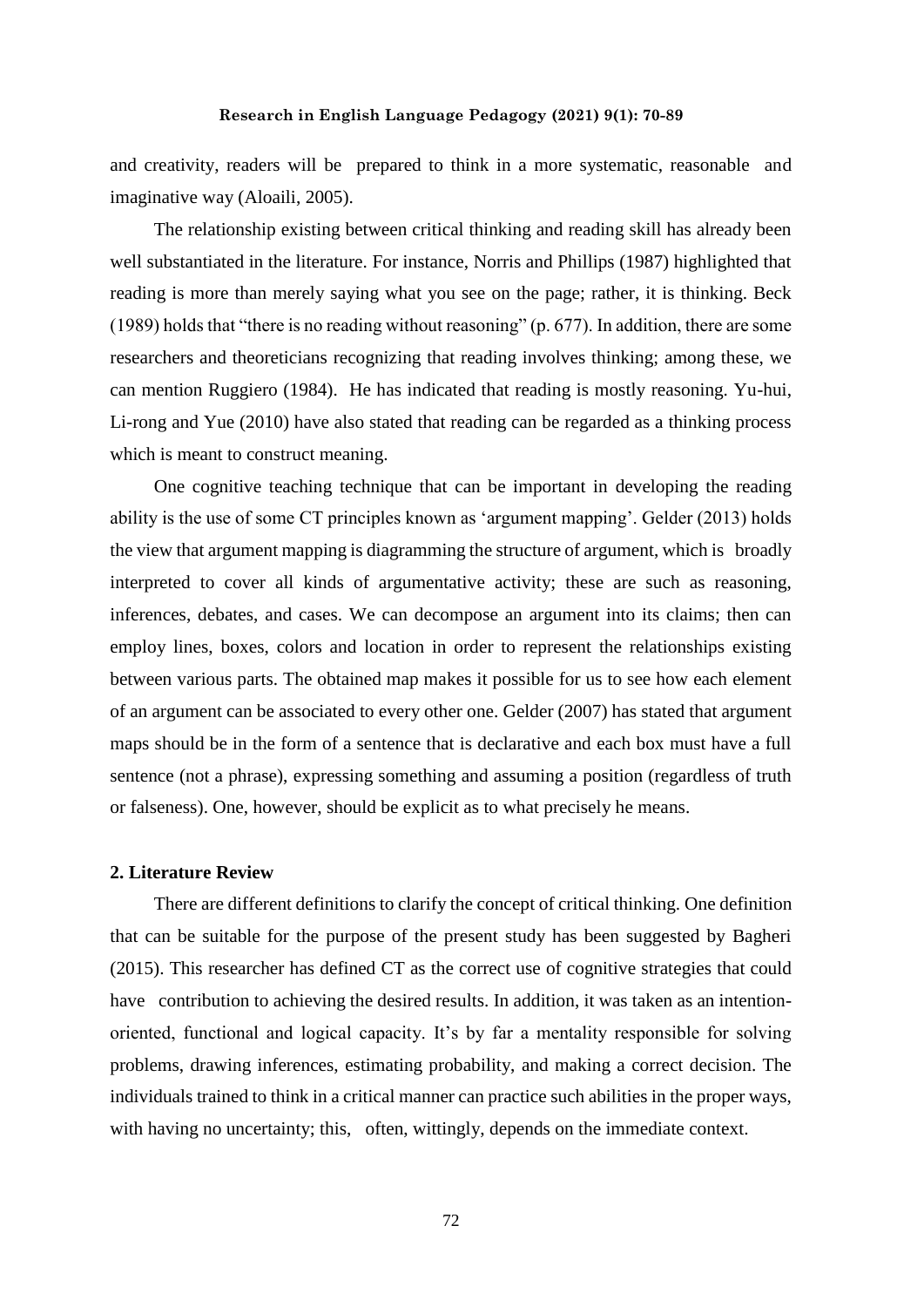and creativity, readers will be prepared to think in a more systematic, reasonable and imaginative way (Aloaili, 2005).

The relationship existing between critical thinking and reading skill has already been well substantiated in the literature. For instance, Norris and Phillips (1987) highlighted that reading is more than merely saying what you see on the page; rather, it is thinking. Beck (1989) holds that "there is no reading without reasoning" (p. 677). In addition, there are some researchers and theoreticians recognizing that reading involves thinking; among these, we can mention Ruggiero (1984). He has indicated that reading is mostly reasoning. Yu-hui, Li-rong and Yue (2010) have also stated that reading can be regarded as a thinking process which is meant to construct meaning.

One cognitive teaching technique that can be important in developing the reading ability is the use of some CT principles known as 'argument mapping'. Gelder (2013) holds the view that argument mapping is diagramming the structure of argument, which is broadly interpreted to cover all kinds of argumentative activity; these are such as reasoning, inferences, debates, and cases. We can decompose an argument into its claims; then can employ lines, boxes, colors and location in order to represent the relationships existing between various parts. The obtained map makes it possible for us to see how each element of an argument can be associated to every other one. Gelder (2007) has stated that argument maps should be in the form of a sentence that is declarative and each box must have a full sentence (not a phrase), expressing something and assuming a position (regardless of truth or falseness). One, however, should be explicit as to what precisely he means.

## 2. Literature Review

There are different definitions to clarify the concept of critical thinking. One definition that can be suitable for the purpose of the present study has been suggested by Bagheri (2015). This researcher has defined CT as the correct use of cognitive strategies that could have contribution to achieving the desired results. In addition, it was taken as an intention-oriented, functional and logical capacity. It's by far a mentality responsible for solving problems, drawing inferences, estimating probability, and making a correct decision. The individuals trained to think in a critical manner can practice such abilities in the proper ways, with having no uncertainty; this, often, wittingly, depends on the immediate context.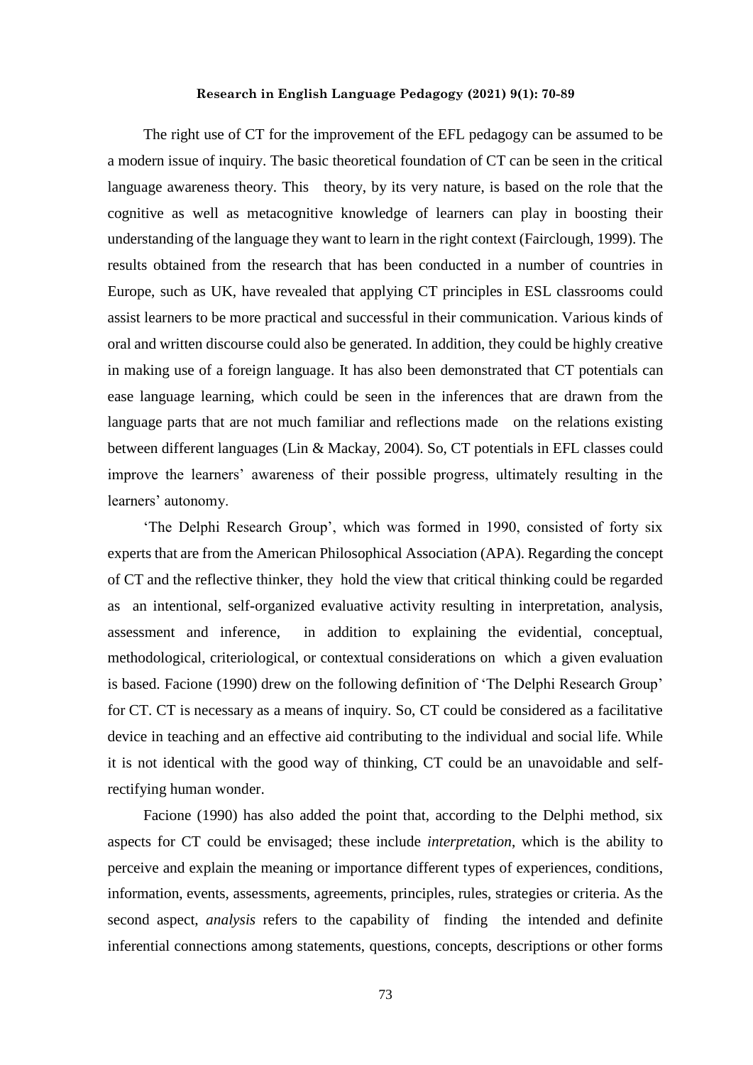The right use of CT for the improvement of the EFL pedagogy can be assumed to be a modern issue of inquiry. The basic theoretical foundation of CT can be seen in the critical language awareness theory. This theory, by its very nature, is based on the role that the cognitive as well as metacognitive knowledge of learners can play in boosting their understanding of the language they want to learn in the right context (Fairclough, 1999). The results obtained from the research that has been conducted in a number of countries in Europe, such as UK, have revealed that applying CT principles in ESL classrooms could assist learners to be more practical and successful in their communication. Various kinds of oral and written discourse could also be generated. In addition, they could be highly creative in making use of a foreign language. It has also been demonstrated that CT potentials can ease language learning, which could be seen in the inferences that are drawn from the language parts that are not much familiar and reflections made on the relations existing between different languages (Lin & Mackay, 2004). So, CT potentials in EFL classes could improve the learners' awareness of their possible progress, ultimately resulting in the learners' autonomy.

'The Delphi Research Group', which was formed in 1990, consisted of forty six experts that are from the American Philosophical Association (APA). Regarding the concept of CT and the reflective thinker, they hold the view that critical thinking could be regarded as an intentional, self-organized evaluative activity resulting in interpretation, analysis, assessment and inference, in addition to explaining the evidential, conceptual, methodological, criteriological, or contextual considerations on which a given evaluation is based. Facione (1990) drew on the following definition of 'The Delphi Research Group' for CT. CT is necessary as a means of inquiry. So, CT could be considered as a facilitative device in teaching and an effective aid contributing to the individual and social life. While it is not identical with the good way of thinking, CT could be an unavoidable and self-rectifying human wonder.

Facione (1990) has also added the point that, according to the Delphi method, six aspects for CT could be envisaged; these include *interpretation*, which is the ability to perceive and explain the meaning or importance different types of experiences, conditions, information, events, assessments, agreements, principles, rules, strategies or criteria. As the second aspect, *analysis* refers to the capability of finding the intended and definite inferential connections among statements, questions, concepts, descriptions or other forms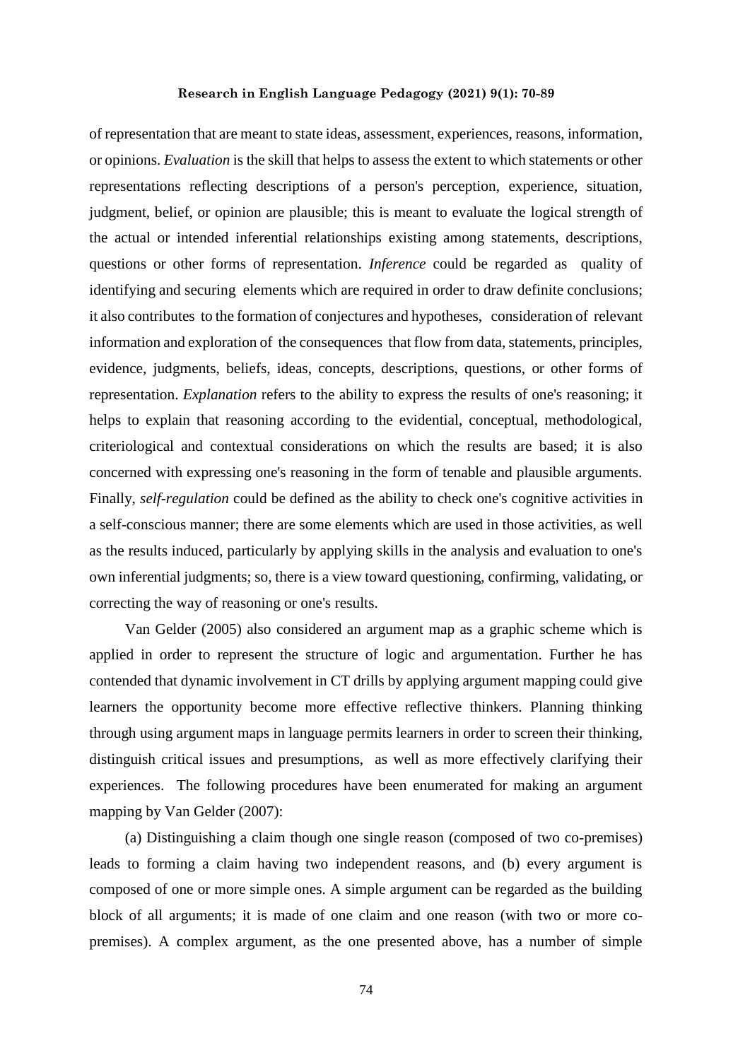of representation that are meant to state ideas, assessment, experiences, reasons, information, or opinions. *Evaluation* is the skill that helps to assess the extent to which statements or other representations reflecting descriptions of a person's perception, experience, situation, judgment, belief, or opinion are plausible; this is meant to evaluate the logical strength of the actual or intended inferential relationships existing among statements, descriptions, questions or other forms of representation. *Inference* could be regarded as quality of identifying and securing elements which are required in order to draw definite conclusions; it also contributes to the formation of conjectures and hypotheses, consideration of relevant information and exploration of the consequences that flow from data, statements, principles, evidence, judgments, beliefs, ideas, concepts, descriptions, questions, or other forms of representation. *Explanation* refers to the ability to express the results of one's reasoning; it helps to explain that reasoning according to the evidential, conceptual, methodological, criteriological and contextual considerations on which the results are based; it is also concerned with expressing one's reasoning in the form of tenable and plausible arguments. Finally, *self-regulation* could be defined as the ability to check one's cognitive activities in a self-conscious manner; there are some elements which are used in those activities, as well as the results induced, particularly by applying skills in the analysis and evaluation to one's own inferential judgments; so, there is a view toward questioning, confirming, validating, or correcting the way of reasoning or one's results.

Van Gelder (2005) also considered an argument map as a graphic scheme which is applied in order to represent the structure of logic and argumentation. Further he has contended that dynamic involvement in CT drills by applying argument mapping could give learners the opportunity become more effective reflective thinkers. Planning thinking through using argument maps in language permits learners in order to screen their thinking, distinguish critical issues and presumptions, as well as more effectively clarifying their experiences. The following procedures have been enumerated for making an argument mapping by Van Gelder (2007):

(a) Distinguishing a claim though one single reason (composed of two co-premises) leads to forming a claim having two independent reasons, and (b) every argument is composed of one or more simple ones. A simple argument can be regarded as the building block of all arguments; it is made of one claim and one reason (with two or more co-premises). A complex argument, as the one presented above, has a number of simple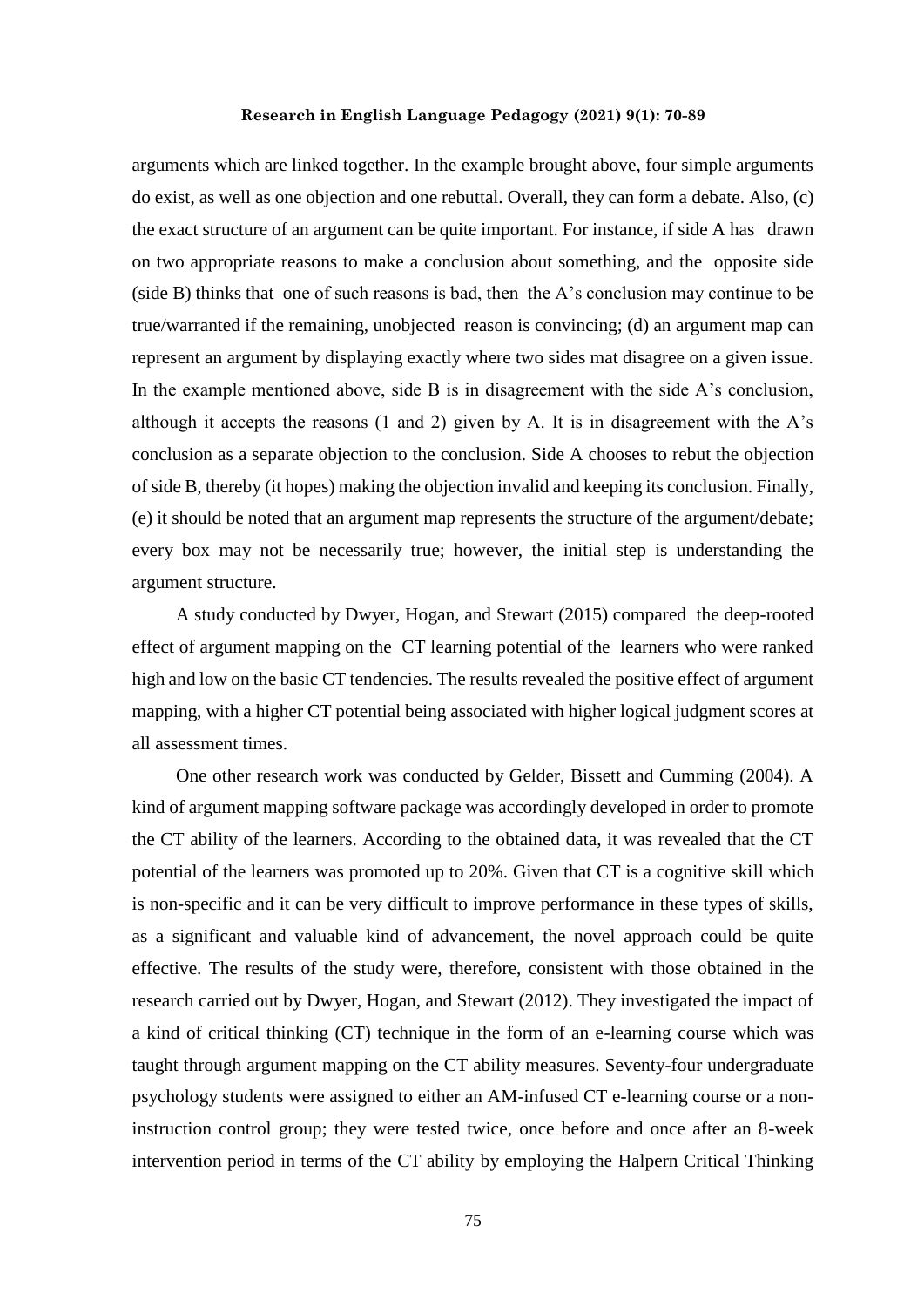arguments which are linked together. In the example brought above, four simple arguments do exist, as well as one objection and one rebuttal. Overall, they can form a debate. Also, (c) the exact structure of an argument can be quite important. For instance, if side A has drawn on two appropriate reasons to make a conclusion about something, and the opposite side (side B) thinks that one of such reasons is bad, then the A's conclusion may continue to be true/warranted if the remaining, unobjected reason is convincing; (d) an argument map can represent an argument by displaying exactly where two sides mat disagree on a given issue. In the example mentioned above, side B is in disagreement with the side A's conclusion, although it accepts the reasons (1 and 2) given by A. It is in disagreement with the A's conclusion as a separate objection to the conclusion. Side A chooses to rebut the objection of side B, thereby (it hopes) making the objection invalid and keeping its conclusion. Finally, (e) it should be noted that an argument map represents the structure of the argument/debate; every box may not be necessarily true; however, the initial step is understanding the argument structure.

A study conducted by Dwyer, Hogan, and Stewart (2015) compared the deep-rooted effect of argument mapping on the CT learning potential of the learners who were ranked high and low on the basic CT tendencies. The results revealed the positive effect of argument mapping, with a higher CT potential being associated with higher logical judgment scores at all assessment times.

One other research work was conducted by Gelder, Bissett and Cumming (2004). A kind of argument mapping software package was accordingly developed in order to promote the CT ability of the learners. According to the obtained data, it was revealed that the CT potential of the learners was promoted up to 20%. Given that CT is a cognitive skill which is non-specific and it can be very difficult to improve performance in these types of skills, as a significant and valuable kind of advancement, the novel approach could be quite effective. The results of the study were, therefore, consistent with those obtained in the research carried out by Dwyer, Hogan, and Stewart (2012). They investigated the impact of a kind of critical thinking (CT) technique in the form of an e-learning course which was taught through argument mapping on the CT ability measures. Seventy-four undergraduate psychology students were assigned to either an AM-infused CT e-learning course or a non-instruction control group; they were tested twice, once before and once after an 8-week intervention period in terms of the CT ability by employing the Halpern Critical Thinking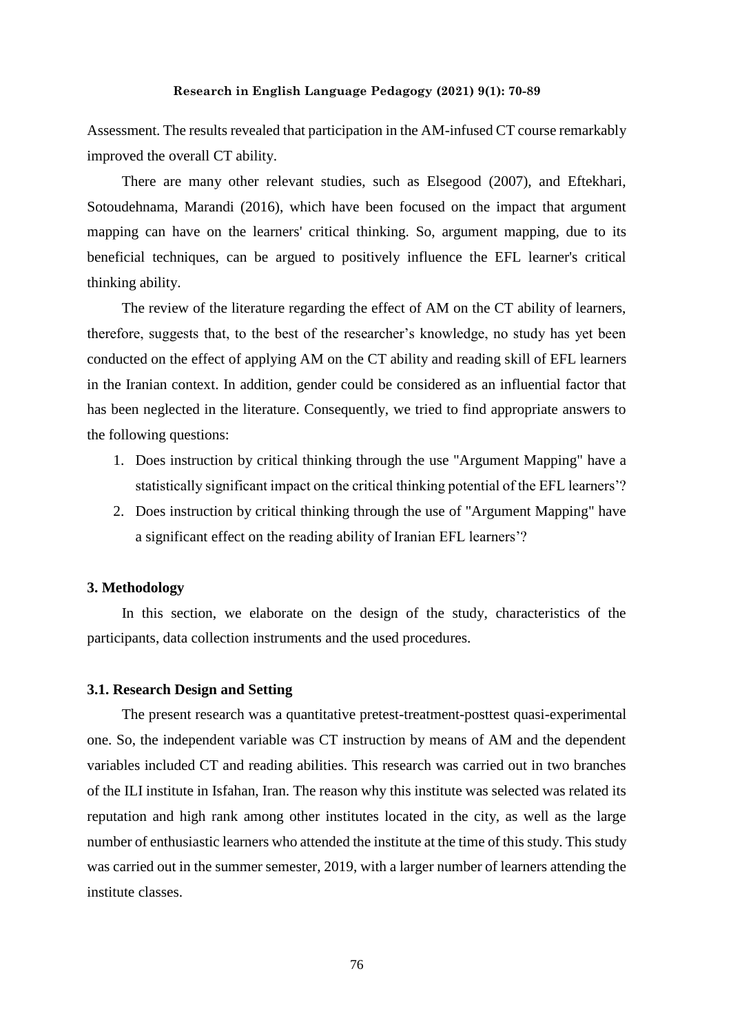Assessment. The results revealed that participation in the AM-infused CT course remarkably improved the overall CT ability.

There are many other relevant studies, such as Elsegood (2007), and Eftekhari, Sotoudehnama, Marandi (2016), which have been focused on the impact that argument mapping can have on the learners' critical thinking. So, argument mapping, due to its beneficial techniques, can be argued to positively influence the EFL learner's critical thinking ability.

The review of the literature regarding the effect of AM on the CT ability of learners, therefore, suggests that, to the best of the researcher's knowledge, no study has yet been conducted on the effect of applying AM on the CT ability and reading skill of EFL learners in the Iranian context. In addition, gender could be considered as an influential factor that has been neglected in the literature. Consequently, we tried to find appropriate answers to the following questions:

1. Does instruction by critical thinking through the use "Argument Mapping" have a statistically significant impact on the critical thinking potential of the EFL learners'?
2. Does instruction by critical thinking through the use of "Argument Mapping" have a significant effect on the reading ability of Iranian EFL learners'?

## 3. Methodology

In this section, we elaborate on the design of the study, characteristics of the participants, data collection instruments and the used procedures.

### 3.1. Research Design and Setting

The present research was a quantitative pretest-treatment-posttest quasi-experimental one. So, the independent variable was CT instruction by means of AM and the dependent variables included CT and reading abilities. This research was carried out in two branches of the ILI institute in Isfahan, Iran. The reason why this institute was selected was related its reputation and high rank among other institutes located in the city, as well as the large number of enthusiastic learners who attended the institute at the time of this study. This study was carried out in the summer semester, 2019, with a larger number of learners attending the institute classes.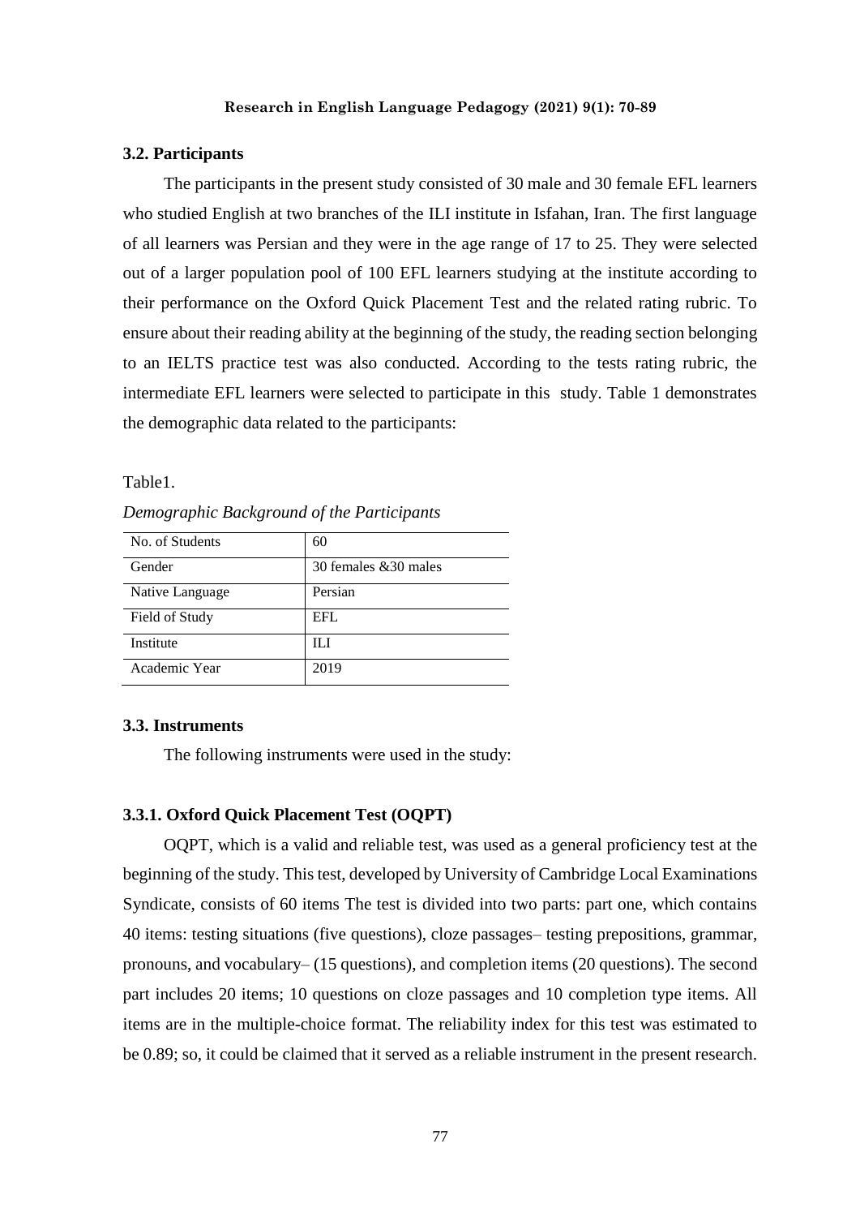### 3.2. Participants

The participants in the present study consisted of 30 male and 30 female EFL learners who studied English at two branches of the ILI institute in Isfahan, Iran. The first language of all learners was Persian and they were in the age range of 17 to 25. They were selected out of a larger population pool of 100 EFL learners studying at the institute according to their performance on the Oxford Quick Placement Test and the related rating rubric. To ensure about their reading ability at the beginning of the study, the reading section belonging to an IELTS practice test was also conducted. According to the tests rating rubric, the intermediate EFL learners were selected to participate in this study. Table 1 demonstrates the demographic data related to the participants:

Table1.

*Demographic Background of the Participants*

| No. of Students | 60 |
|---|---|
| Gender | 30 females &30 males |
| Native Language | Persian |
| Field of Study | EFL |
| Institute | ILI |
| Academic Year | 2019 |

### 3.3. Instruments

The following instruments were used in the study:

#### 3.3.1. Oxford Quick Placement Test (OQPT)

OQPT, which is a valid and reliable test, was used as a general proficiency test at the beginning of the study. This test, developed by University of Cambridge Local Examinations Syndicate, consists of 60 items The test is divided into two parts: part one, which contains 40 items: testing situations (five questions), cloze passages– testing prepositions, grammar, pronouns, and vocabulary– (15 questions), and completion items (20 questions). The second part includes 20 items; 10 questions on cloze passages and 10 completion type items. All items are in the multiple-choice format. The reliability index for this test was estimated to be 0.89; so, it could be claimed that it served as a reliable instrument in the present research.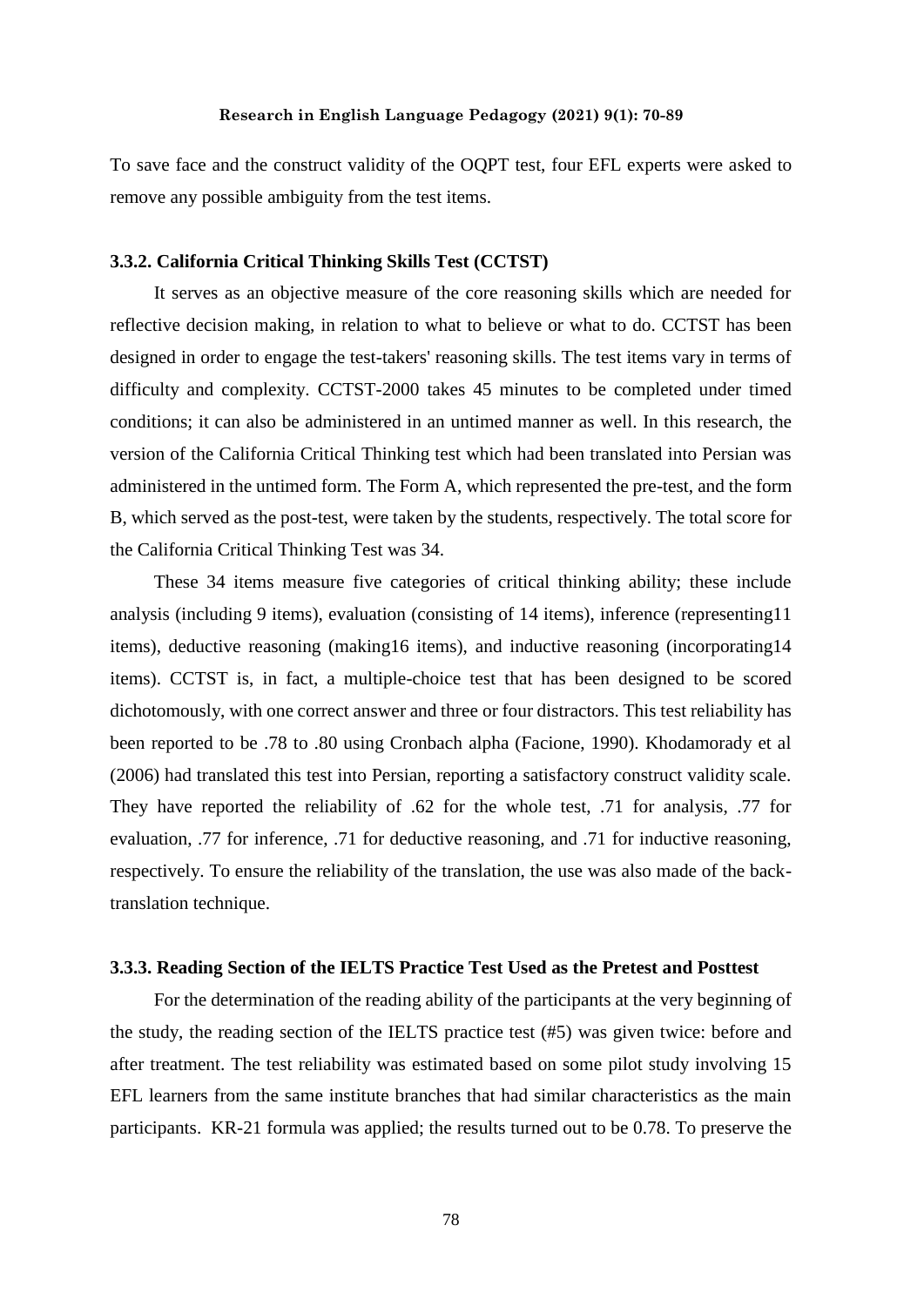To save face and the construct validity of the OQPT test, four EFL experts were asked to remove any possible ambiguity from the test items.

### 3.3.2. California Critical Thinking Skills Test (CCTST)

It serves as an objective measure of the core reasoning skills which are needed for reflective decision making, in relation to what to believe or what to do. CCTST has been designed in order to engage the test-takers' reasoning skills. The test items vary in terms of difficulty and complexity. CCTST-2000 takes 45 minutes to be completed under timed conditions; it can also be administered in an untimed manner as well. In this research, the version of the California Critical Thinking test which had been translated into Persian was administered in the untimed form. The Form A, which represented the pre-test, and the form B, which served as the post-test, were taken by the students, respectively. The total score for the California Critical Thinking Test was 34.

These 34 items measure five categories of critical thinking ability; these include analysis (including 9 items), evaluation (consisting of 14 items), inference (representing11 items), deductive reasoning (making16 items), and inductive reasoning (incorporating14 items). CCTST is, in fact, a multiple-choice test that has been designed to be scored dichotomously, with one correct answer and three or four distractors. This test reliability has been reported to be .78 to .80 using Cronbach alpha (Facione, 1990). Khodamorady et al (2006) had translated this test into Persian, reporting a satisfactory construct validity scale. They have reported the reliability of .62 for the whole test, .71 for analysis, .77 for evaluation, .77 for inference, .71 for deductive reasoning, and .71 for inductive reasoning, respectively. To ensure the reliability of the translation, the use was also made of the back-translation technique.

### 3.3.3. Reading Section of the IELTS Practice Test Used as the Pretest and Posttest

For the determination of the reading ability of the participants at the very beginning of the study, the reading section of the IELTS practice test (#5) was given twice: before and after treatment. The test reliability was estimated based on some pilot study involving 15 EFL learners from the same institute branches that had similar characteristics as the main participants. KR-21 formula was applied; the results turned out to be 0.78. To preserve the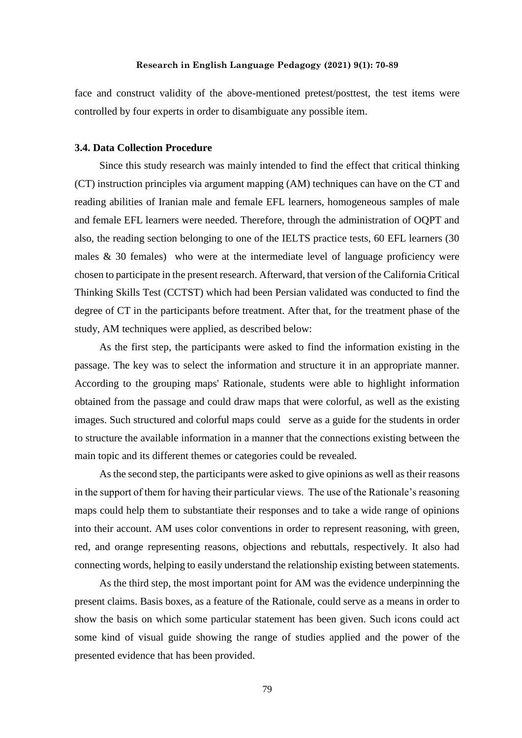face and construct validity of the above-mentioned pretest/posttest, the test items were controlled by four experts in order to disambiguate any possible item.

### 3.4. Data Collection Procedure

Since this study research was mainly intended to find the effect that critical thinking (CT) instruction principles via argument mapping (AM) techniques can have on the CT and reading abilities of Iranian male and female EFL learners, homogeneous samples of male and female EFL learners were needed. Therefore, through the administration of OQPT and also, the reading section belonging to one of the IELTS practice tests, 60 EFL learners (30 males & 30 females) who were at the intermediate level of language proficiency were chosen to participate in the present research. Afterward, that version of the California Critical Thinking Skills Test (CCTST) which had been Persian validated was conducted to find the degree of CT in the participants before treatment. After that, for the treatment phase of the study, AM techniques were applied, as described below:

As the first step, the participants were asked to find the information existing in the passage. The key was to select the information and structure it in an appropriate manner. According to the grouping maps' Rationale, students were able to highlight information obtained from the passage and could draw maps that were colorful, as well as the existing images. Such structured and colorful maps could serve as a guide for the students in order to structure the available information in a manner that the connections existing between the main topic and its different themes or categories could be revealed.

As the second step, the participants were asked to give opinions as well as their reasons in the support of them for having their particular views. The use of the Rationale's reasoning maps could help them to substantiate their responses and to take a wide range of opinions into their account. AM uses color conventions in order to represent reasoning, with green, red, and orange representing reasons, objections and rebuttals, respectively. It also had connecting words, helping to easily understand the relationship existing between statements.

As the third step, the most important point for AM was the evidence underpinning the present claims. Basis boxes, as a feature of the Rationale, could serve as a means in order to show the basis on which some particular statement has been given. Such icons could act some kind of visual guide showing the range of studies applied and the power of the presented evidence that has been provided.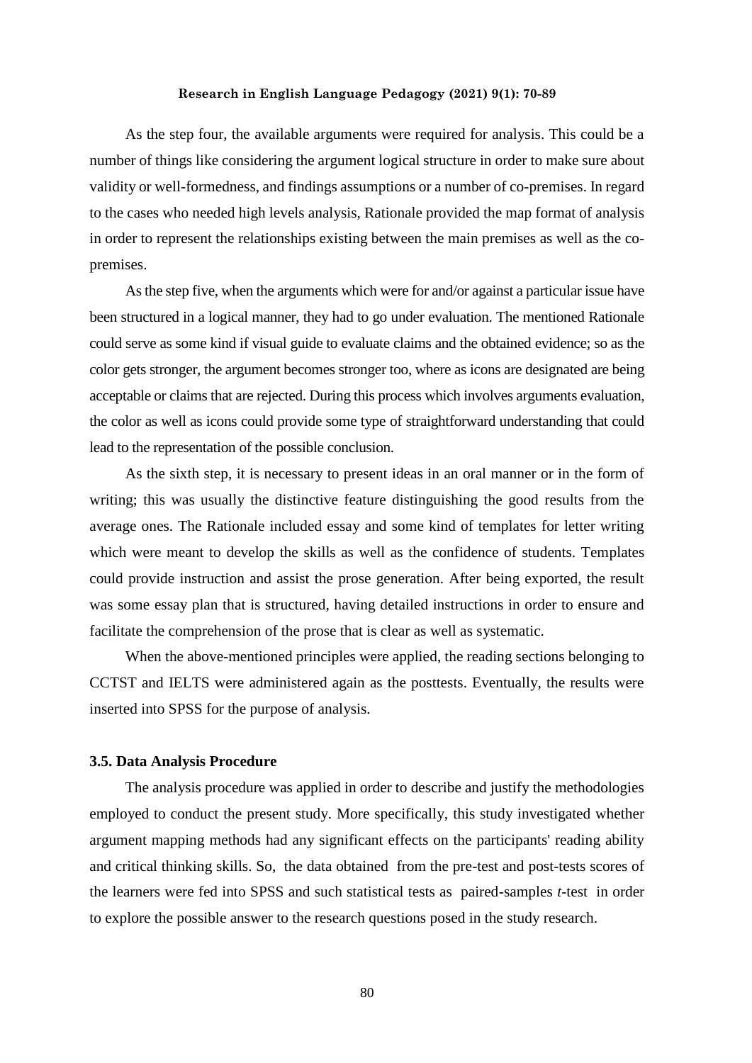As the step four, the available arguments were required for analysis. This could be a number of things like considering the argument logical structure in order to make sure about validity or well-formedness, and findings assumptions or a number of co-premises. In regard to the cases who needed high levels analysis, Rationale provided the map format of analysis in order to represent the relationships existing between the main premises as well as the co-premises.

As the step five, when the arguments which were for and/or against a particular issue have been structured in a logical manner, they had to go under evaluation. The mentioned Rationale could serve as some kind if visual guide to evaluate claims and the obtained evidence; so as the color gets stronger, the argument becomes stronger too, where as icons are designated are being acceptable or claims that are rejected. During this process which involves arguments evaluation, the color as well as icons could provide some type of straightforward understanding that could lead to the representation of the possible conclusion.

As the sixth step, it is necessary to present ideas in an oral manner or in the form of writing; this was usually the distinctive feature distinguishing the good results from the average ones. The Rationale included essay and some kind of templates for letter writing which were meant to develop the skills as well as the confidence of students. Templates could provide instruction and assist the prose generation. After being exported, the result was some essay plan that is structured, having detailed instructions in order to ensure and facilitate the comprehension of the prose that is clear as well as systematic.

When the above-mentioned principles were applied, the reading sections belonging to CCTST and IELTS were administered again as the posttests. Eventually, the results were inserted into SPSS for the purpose of analysis.

### 3.5. Data Analysis Procedure

The analysis procedure was applied in order to describe and justify the methodologies employed to conduct the present study. More specifically, this study investigated whether argument mapping methods had any significant effects on the participants' reading ability and critical thinking skills. So, the data obtained from the pre-test and post-tests scores of the learners were fed into SPSS and such statistical tests as paired-samples *t*-test in order to explore the possible answer to the research questions posed in the study research.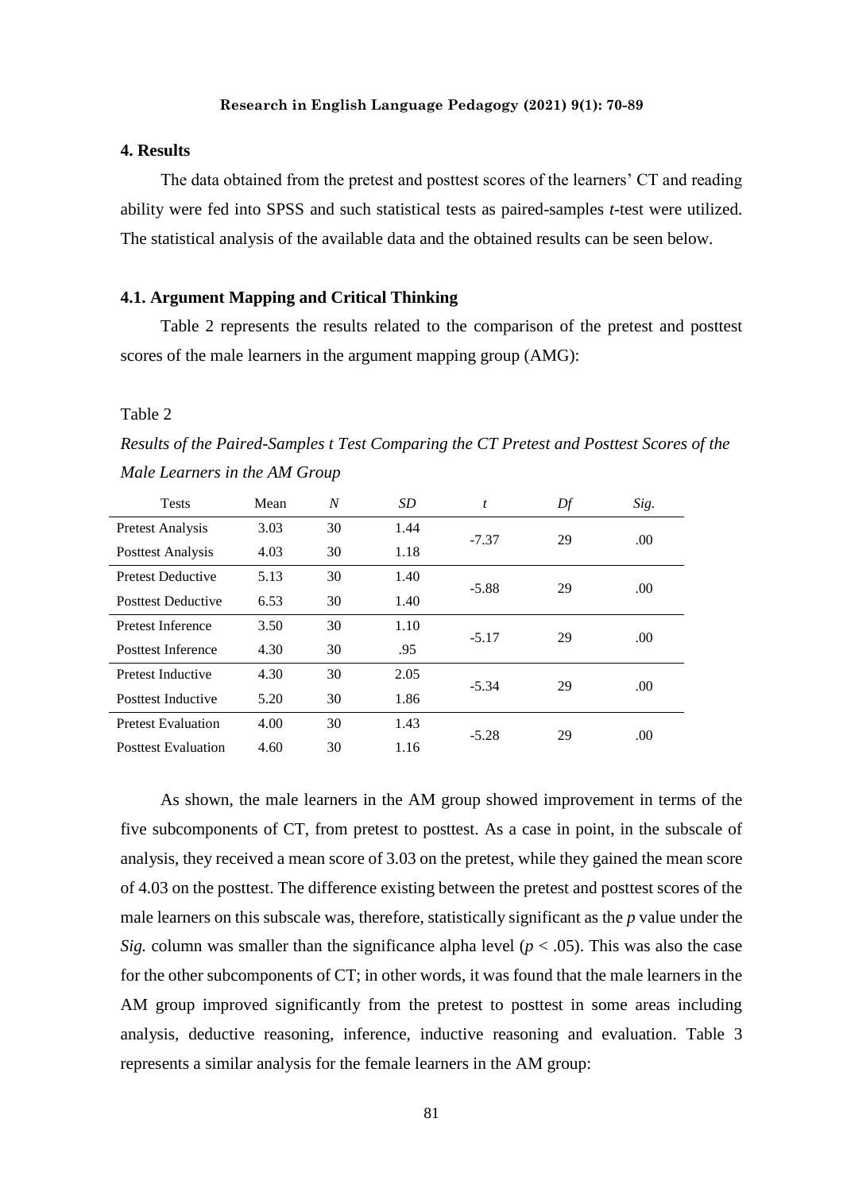## 4. Results

The data obtained from the pretest and posttest scores of the learners' CT and reading ability were fed into SPSS and such statistical tests as paired-samples *t*-test were utilized. The statistical analysis of the available data and the obtained results can be seen below.

### 4.1. Argument Mapping and Critical Thinking

Table 2 represents the results related to the comparison of the pretest and posttest scores of the male learners in the argument mapping group (AMG):

Table 2

*Results of the Paired-Samples t Test Comparing the CT Pretest and Posttest Scores of the Male Learners in the AM Group*

| Tests | Mean | *N* | *SD* | *t* | *Df* | *Sig.* |
|---|---|---|---|---|---|---|
| Pretest Analysis | 3.03 | 30 | 1.44 | -7.37 | 29 | .00 |
| Posttest Analysis | 4.03 | 30 | 1.18 | | | |
| Pretest Deductive | 5.13 | 30 | 1.40 | -5.88 | 29 | .00 |
| Posttest Deductive | 6.53 | 30 | 1.40 | | | |
| Pretest Inference | 3.50 | 30 | 1.10 | -5.17 | 29 | .00 |
| Posttest Inference | 4.30 | 30 | .95 | | | |
| Pretest Inductive | 4.30 | 30 | 2.05 | -5.34 | 29 | .00 |
| Posttest Inductive | 5.20 | 30 | 1.86 | | | |
| Pretest Evaluation | 4.00 | 30 | 1.43 | -5.28 | 29 | .00 |
| Posttest Evaluation | 4.60 | 30 | 1.16 | | | |

As shown, the male learners in the AM group showed improvement in terms of the five subcomponents of CT, from pretest to posttest. As a case in point, in the subscale of analysis, they received a mean score of 3.03 on the pretest, while they gained the mean score of 4.03 on the posttest. The difference existing between the pretest and posttest scores of the male learners on this subscale was, therefore, statistically significant as the *p* value under the *Sig.* column was smaller than the significance alpha level ($p < .05$). This was also the case for the other subcomponents of CT; in other words, it was found that the male learners in the AM group improved significantly from the pretest to posttest in some areas including analysis, deductive reasoning, inference, inductive reasoning and evaluation. Table 3 represents a similar analysis for the female learners in the AM group: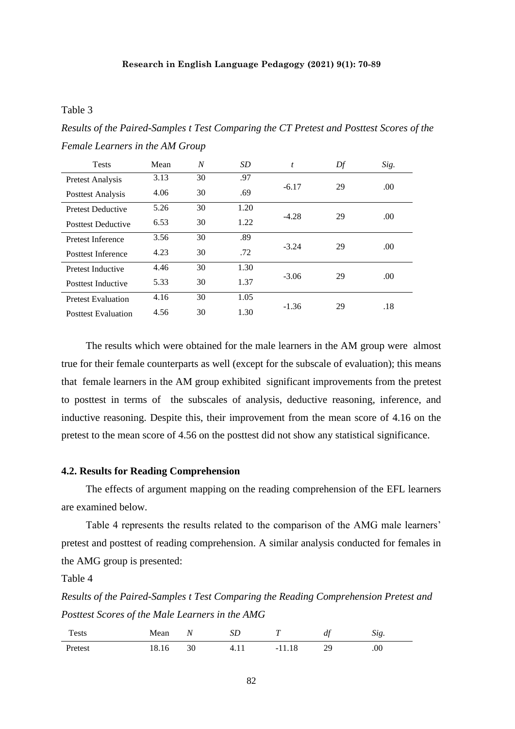Table 3

*Results of the Paired-Samples t Test Comparing the CT Pretest and Posttest Scores of the Female Learners in the AM Group*

| Tests | Mean | *N* | *SD* | *t* | *Df* | *Sig.* |
|---|---|---|---|---|---|---|
| Pretest Analysis | 3.13 | 30 | .97 | -6.17 | 29 | .00 |
| Posttest Analysis | 4.06 | 30 | .69 | | | |
| Pretest Deductive | 5.26 | 30 | 1.20 | -4.28 | 29 | .00 |
| Posttest Deductive | 6.53 | 30 | 1.22 | | | |
| Pretest Inference | 3.56 | 30 | .89 | -3.24 | 29 | .00 |
| Posttest Inference | 4.23 | 30 | .72 | | | |
| Pretest Inductive | 4.46 | 30 | 1.30 | -3.06 | 29 | .00 |
| Posttest Inductive | 5.33 | 30 | 1.37 | | | |
| Pretest Evaluation | 4.16 | 30 | 1.05 | -1.36 | 29 | .18 |
| Posttest Evaluation | 4.56 | 30 | 1.30 | | | |

The results which were obtained for the male learners in the AM group were almost true for their female counterparts as well (except for the subscale of evaluation); this means that female learners in the AM group exhibited significant improvements from the pretest to posttest in terms of the subscales of analysis, deductive reasoning, inference, and inductive reasoning. Despite this, their improvement from the mean score of 4.16 on the pretest to the mean score of 4.56 on the posttest did not show any statistical significance.

### 4.2. Results for Reading Comprehension

The effects of argument mapping on the reading comprehension of the EFL learners are examined below.

Table 4 represents the results related to the comparison of the AMG male learners' pretest and posttest of reading comprehension. A similar analysis conducted for females in the AMG group is presented:

Table 4

*Results of the Paired-Samples t Test Comparing the Reading Comprehension Pretest and Posttest Scores of the Male Learners in the AMG*

| Tests | Mean | *N* | *SD* | *T* | *df* | *Sig.* |
|---|---|---|---|---|---|---|
| Pretest | 18.16 | 30 | 4.11 | -11.18 | 29 | .00 |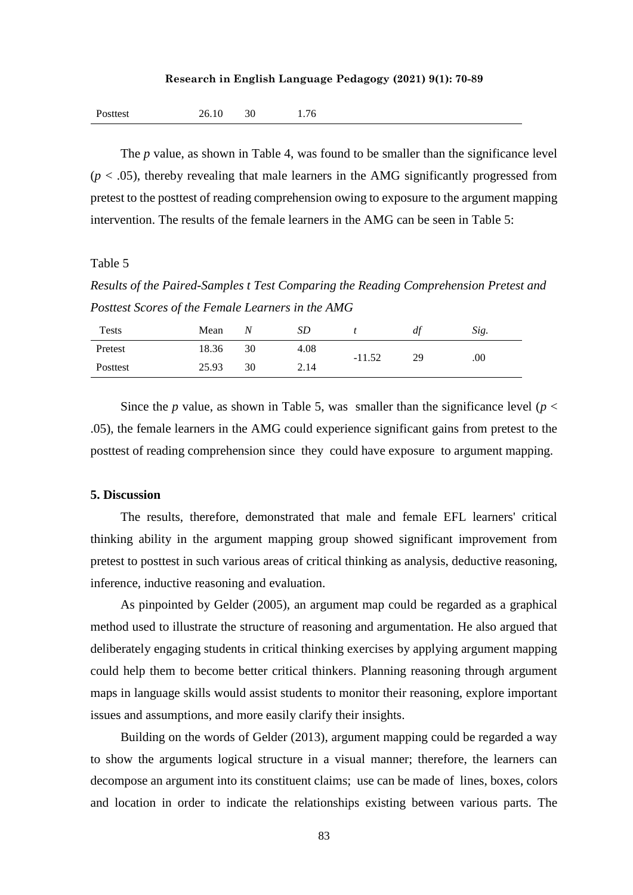| Posttest | 26.10 | 30 | 1.76 |
|---|---|---|---|

The *p* value, as shown in Table 4, was found to be smaller than the significance level ($p < .05$), thereby revealing that male learners in the AMG significantly progressed from pretest to the posttest of reading comprehension owing to exposure to the argument mapping intervention. The results of the female learners in the AMG can be seen in Table 5:

Table 5

*Results of the Paired-Samples t Test Comparing the Reading Comprehension Pretest and Posttest Scores of the Female Learners in the AMG*

| Tests | Mean | *N* | *SD* | *t* | *df* | *Sig.* |
|---|---|---|---|---|---|---|
| Pretest | 18.36 | 30 | 4.08 | -11.52 | 29 | .00 |
| Posttest | 25.93 | 30 | 2.14 | | | |

Since the *p* value, as shown in Table 5, was smaller than the significance level ($p < .05$), the female learners in the AMG could experience significant gains from pretest to the posttest of reading comprehension since they could have exposure to argument mapping.

## 5. Discussion

The results, therefore, demonstrated that male and female EFL learners' critical thinking ability in the argument mapping group showed significant improvement from pretest to posttest in such various areas of critical thinking as analysis, deductive reasoning, inference, inductive reasoning and evaluation.

As pinpointed by Gelder (2005), an argument map could be regarded as a graphical method used to illustrate the structure of reasoning and argumentation. He also argued that deliberately engaging students in critical thinking exercises by applying argument mapping could help them to become better critical thinkers. Planning reasoning through argument maps in language skills would assist students to monitor their reasoning, explore important issues and assumptions, and more easily clarify their insights.

Building on the words of Gelder (2013), argument mapping could be regarded a way to show the arguments logical structure in a visual manner; therefore, the learners can decompose an argument into its constituent claims; use can be made of lines, boxes, colors and location in order to indicate the relationships existing between various parts. The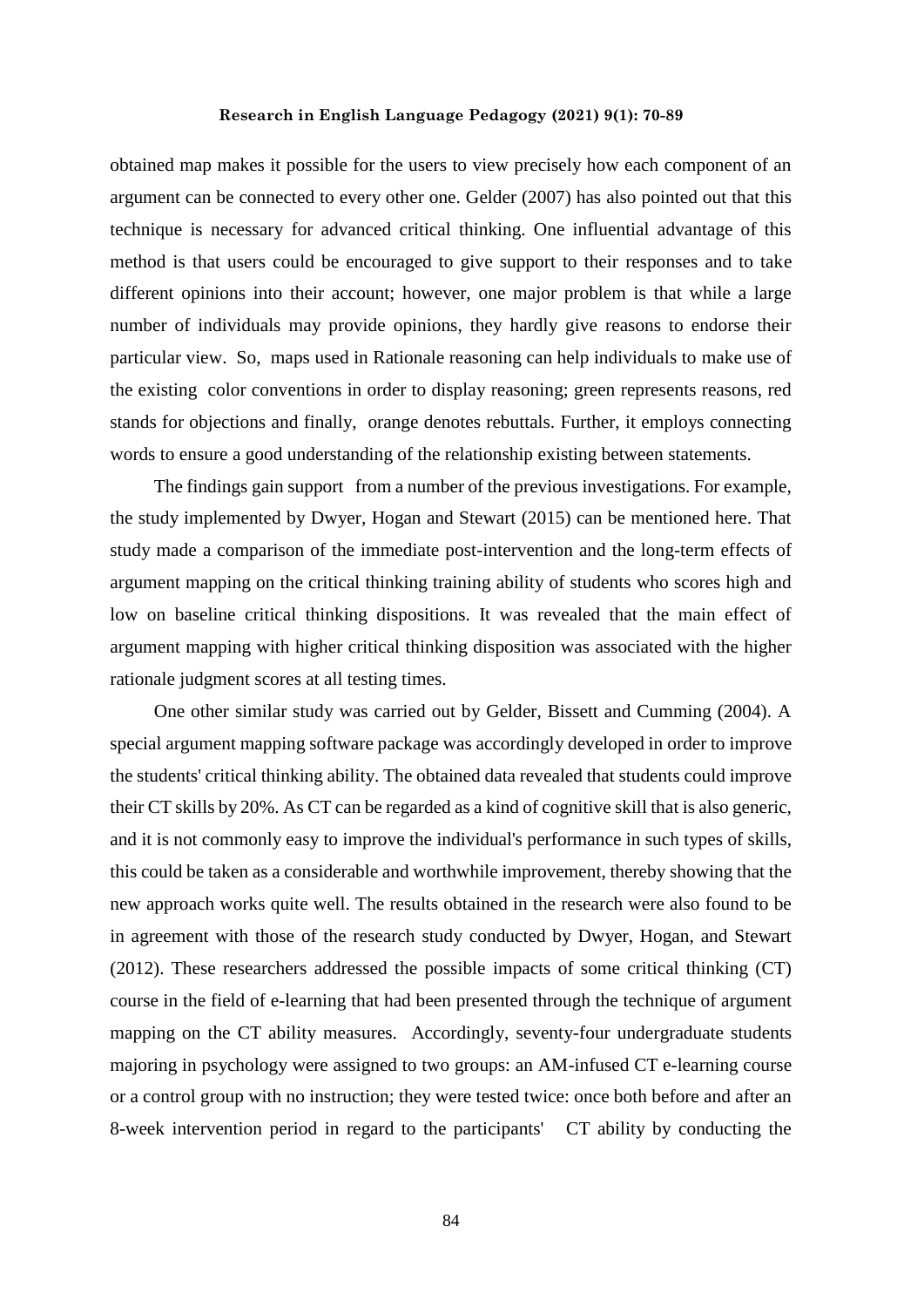obtained map makes it possible for the users to view precisely how each component of an argument can be connected to every other one. Gelder (2007) has also pointed out that this technique is necessary for advanced critical thinking. One influential advantage of this method is that users could be encouraged to give support to their responses and to take different opinions into their account; however, one major problem is that while a large number of individuals may provide opinions, they hardly give reasons to endorse their particular view. So, maps used in Rationale reasoning can help individuals to make use of the existing color conventions in order to display reasoning; green represents reasons, red stands for objections and finally, orange denotes rebuttals. Further, it employs connecting words to ensure a good understanding of the relationship existing between statements.

The findings gain support from a number of the previous investigations. For example, the study implemented by Dwyer, Hogan and Stewart (2015) can be mentioned here. That study made a comparison of the immediate post-intervention and the long-term effects of argument mapping on the critical thinking training ability of students who scores high and low on baseline critical thinking dispositions. It was revealed that the main effect of argument mapping with higher critical thinking disposition was associated with the higher rationale judgment scores at all testing times.

One other similar study was carried out by Gelder, Bissett and Cumming (2004). A special argument mapping software package was accordingly developed in order to improve the students' critical thinking ability. The obtained data revealed that students could improve their CT skills by 20%. As CT can be regarded as a kind of cognitive skill that is also generic, and it is not commonly easy to improve the individual's performance in such types of skills, this could be taken as a considerable and worthwhile improvement, thereby showing that the new approach works quite well. The results obtained in the research were also found to be in agreement with those of the research study conducted by Dwyer, Hogan, and Stewart (2012). These researchers addressed the possible impacts of some critical thinking (CT) course in the field of e-learning that had been presented through the technique of argument mapping on the CT ability measures. Accordingly, seventy-four undergraduate students majoring in psychology were assigned to two groups: an AM-infused CT e-learning course or a control group with no instruction; they were tested twice: once both before and after an 8-week intervention period in regard to the participants' CT ability by conducting the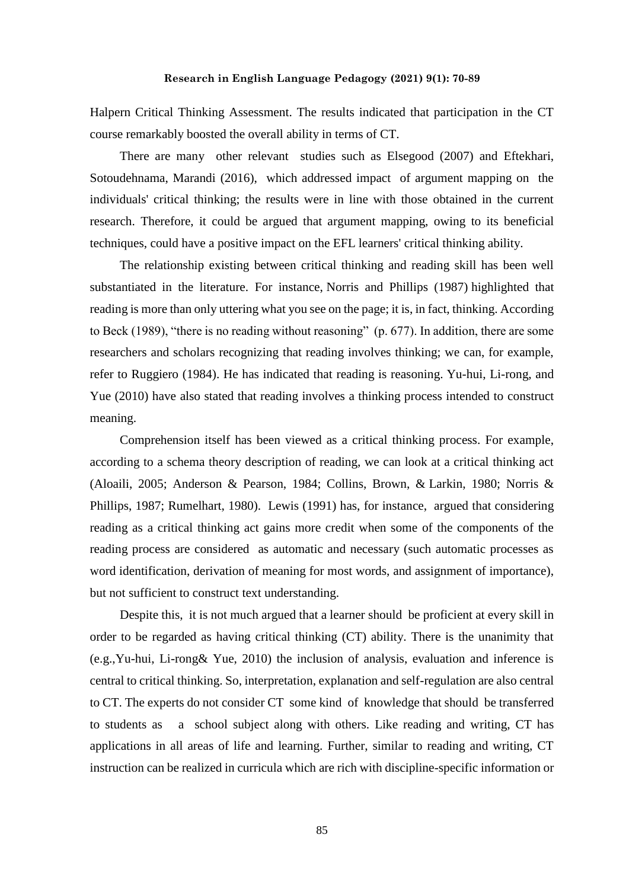Halpern Critical Thinking Assessment. The results indicated that participation in the CT course remarkably boosted the overall ability in terms of CT.

There are many other relevant studies such as Elsegood (2007) and Eftekhari, Sotoudehnama, Marandi (2016), which addressed impact of argument mapping on the individuals' critical thinking; the results were in line with those obtained in the current research. Therefore, it could be argued that argument mapping, owing to its beneficial techniques, could have a positive impact on the EFL learners' critical thinking ability.

The relationship existing between critical thinking and reading skill has been well substantiated in the literature. For instance, Norris and Phillips (1987) highlighted that reading is more than only uttering what you see on the page; it is, in fact, thinking. According to Beck (1989), "there is no reading without reasoning" (p. 677). In addition, there are some researchers and scholars recognizing that reading involves thinking; we can, for example, refer to Ruggiero (1984). He has indicated that reading is reasoning. Yu-hui, Li-rong, and Yue (2010) have also stated that reading involves a thinking process intended to construct meaning.

Comprehension itself has been viewed as a critical thinking process. For example, according to a schema theory description of reading, we can look at a critical thinking act (Aloaili, 2005; Anderson & Pearson, 1984; Collins, Brown, & Larkin, 1980; Norris & Phillips, 1987; Rumelhart, 1980). Lewis (1991) has, for instance, argued that considering reading as a critical thinking act gains more credit when some of the components of the reading process are considered as automatic and necessary (such automatic processes as word identification, derivation of meaning for most words, and assignment of importance), but not sufficient to construct text understanding.

Despite this, it is not much argued that a learner should be proficient at every skill in order to be regarded as having critical thinking (CT) ability. There is the unanimity that (e.g.,Yu-hui, Li-rong& Yue, 2010) the inclusion of analysis, evaluation and inference is central to critical thinking. So, interpretation, explanation and self-regulation are also central to CT. The experts do not consider CT some kind of knowledge that should be transferred to students as a school subject along with others. Like reading and writing, CT has applications in all areas of life and learning. Further, similar to reading and writing, CT instruction can be realized in curricula which are rich with discipline-specific information or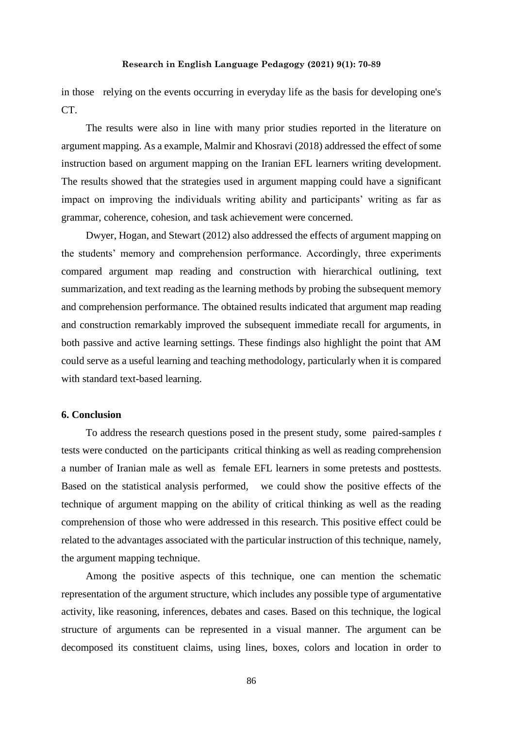in those relying on the events occurring in everyday life as the basis for developing one's CT.

The results were also in line with many prior studies reported in the literature on argument mapping. As a example, Malmir and Khosravi (2018) addressed the effect of some instruction based on argument mapping on the Iranian EFL learners writing development. The results showed that the strategies used in argument mapping could have a significant impact on improving the individuals writing ability and participants' writing as far as grammar, coherence, cohesion, and task achievement were concerned.

Dwyer, Hogan, and Stewart (2012) also addressed the effects of argument mapping on the students' memory and comprehension performance. Accordingly, three experiments compared argument map reading and construction with hierarchical outlining, text summarization, and text reading as the learning methods by probing the subsequent memory and comprehension performance. The obtained results indicated that argument map reading and construction remarkably improved the subsequent immediate recall for arguments, in both passive and active learning settings. These findings also highlight the point that AM could serve as a useful learning and teaching methodology, particularly when it is compared with standard text-based learning.

## 6. Conclusion

To address the research questions posed in the present study, some paired-samples *t* tests were conducted on the participants critical thinking as well as reading comprehension a number of Iranian male as well as female EFL learners in some pretests and posttests. Based on the statistical analysis performed, we could show the positive effects of the technique of argument mapping on the ability of critical thinking as well as the reading comprehension of those who were addressed in this research. This positive effect could be related to the advantages associated with the particular instruction of this technique, namely, the argument mapping technique.

Among the positive aspects of this technique, one can mention the schematic representation of the argument structure, which includes any possible type of argumentative activity, like reasoning, inferences, debates and cases. Based on this technique, the logical structure of arguments can be represented in a visual manner. The argument can be decomposed its constituent claims, using lines, boxes, colors and location in order to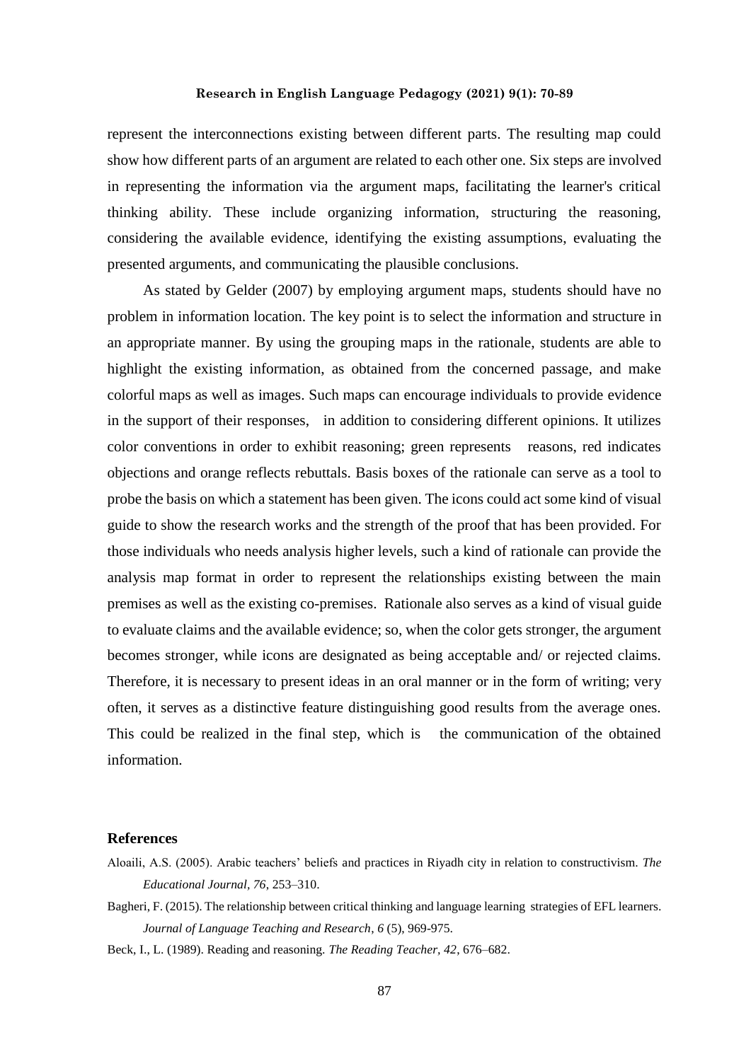represent the interconnections existing between different parts. The resulting map could show how different parts of an argument are related to each other one. Six steps are involved in representing the information via the argument maps, facilitating the learner's critical thinking ability. These include organizing information, structuring the reasoning, considering the available evidence, identifying the existing assumptions, evaluating the presented arguments, and communicating the plausible conclusions.

As stated by Gelder (2007) by employing argument maps, students should have no problem in information location. The key point is to select the information and structure in an appropriate manner. By using the grouping maps in the rationale, students are able to highlight the existing information, as obtained from the concerned passage, and make colorful maps as well as images. Such maps can encourage individuals to provide evidence in the support of their responses, in addition to considering different opinions. It utilizes color conventions in order to exhibit reasoning; green represents reasons, red indicates objections and orange reflects rebuttals. Basis boxes of the rationale can serve as a tool to probe the basis on which a statement has been given. The icons could act some kind of visual guide to show the research works and the strength of the proof that has been provided. For those individuals who needs analysis higher levels, such a kind of rationale can provide the analysis map format in order to represent the relationships existing between the main premises as well as the existing co-premises. Rationale also serves as a kind of visual guide to evaluate claims and the available evidence; so, when the color gets stronger, the argument becomes stronger, while icons are designated as being acceptable and/ or rejected claims. Therefore, it is necessary to present ideas in an oral manner or in the form of writing; very often, it serves as a distinctive feature distinguishing good results from the average ones. This could be realized in the final step, which is the communication of the obtained information.

## References

Aloaili, A.S. (2005). Arabic teachers' beliefs and practices in Riyadh city in relation to constructivism. *The Educational Journal, 76*, 253–310.

Bagheri, F. (2015). The relationship between critical thinking and language learning strategies of EFL learners. *Journal of Language Teaching and Research*, *6* (5), 969-975.

Beck, I., L. (1989). Reading and reasoning. *The Reading Teacher, 42*, 676–682.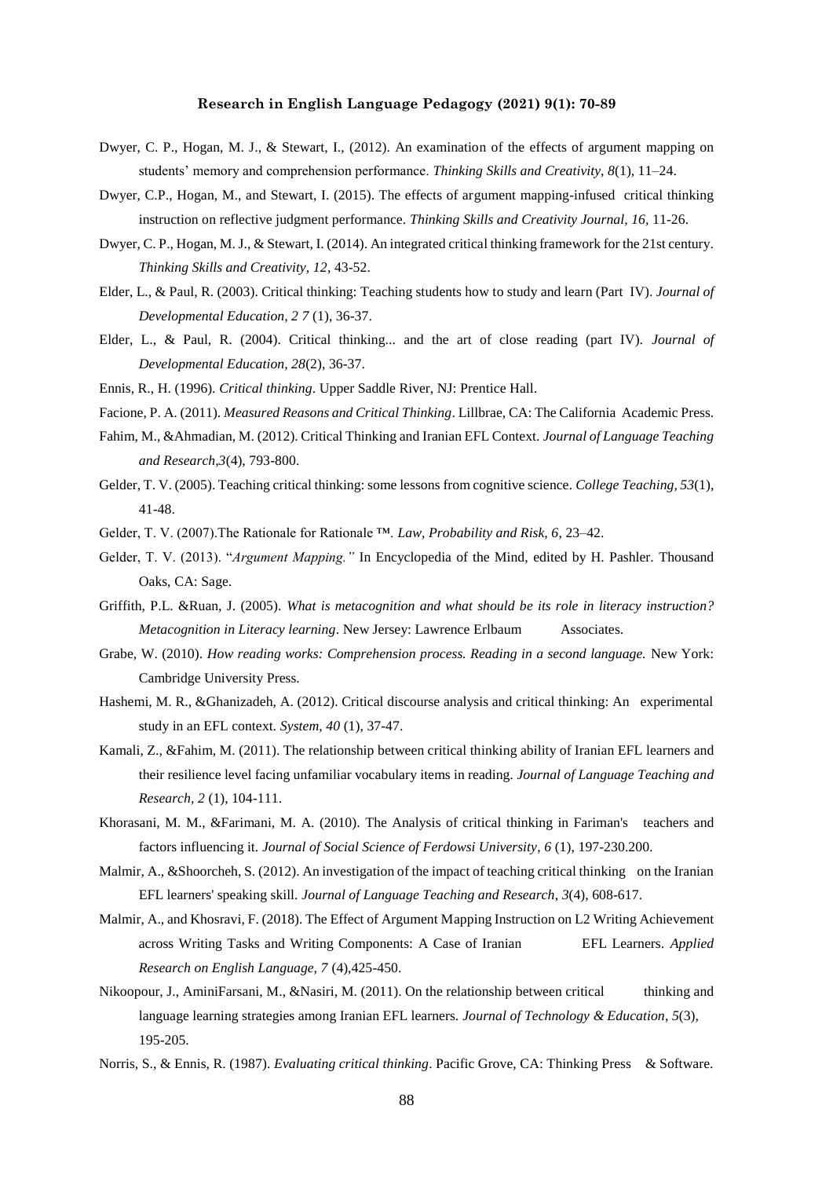Dwyer, C. P., Hogan, M. J., & Stewart, I., (2012). An examination of the effects of argument mapping on students' memory and comprehension performance. *Thinking Skills and Creativity*, *8*(1), 11–24.

Dwyer, C.P., Hogan, M., and Stewart, I. (2015). The effects of argument mapping-infused critical thinking instruction on reflective judgment performance. *Thinking Skills and Creativity Journal, 16,* 11-26.

Dwyer, C. P., Hogan, M. J., & Stewart, I. (2014). An integrated critical thinking framework for the 21st century. *Thinking Skills and Creativity, 12*, 43-52.

Elder, L., & Paul, R. (2003). Critical thinking: Teaching students how to study and learn (Part IV). *Journal of Developmental Education, 2 7* (1), 36-37.

Elder, L., & Paul, R. (2004). Critical thinking... and the art of close reading (part IV). *Journal of Developmental Education, 28*(2), 36-37.

Ennis, R., H. (1996). *Critical thinking*. Upper Saddle River, NJ: Prentice Hall.

Facione, P. A. (2011). *Measured Reasons and Critical Thinking*. Lillbrae, CA: The California Academic Press.

Fahim, M., &Ahmadian, M. (2012). Critical Thinking and Iranian EFL Context. *Journal of Language Teaching and Research,3*(4), 793-800.

Gelder, T. V. (2005). Teaching critical thinking: some lessons from cognitive science. *College Teaching, 53*(1), 41-48.

Gelder, T. V. (2007).The Rationale for Rationale ™. *Law, Probability and Risk, 6*, 23–42.

Gelder, T. V. (2013). "*Argument Mapping."* In Encyclopedia of the Mind, edited by H. Pashler. Thousand Oaks, CA: Sage.

Griffith, P.L. &Ruan, J. (2005). *What is metacognition and what should be its role in literacy instruction? Metacognition in Literacy learning*. New Jersey: Lawrence Erlbaum Associates.

Grabe, W. (2010). *How reading works: Comprehension process. Reading in a second language.* New York: Cambridge University Press.

Hashemi, M. R., &Ghanizadeh, A. (2012). Critical discourse analysis and critical thinking: An experimental study in an EFL context. *System, 40* (1), 37-47.

Kamali, Z., &Fahim, M. (2011). The relationship between critical thinking ability of Iranian EFL learners and their resilience level facing unfamiliar vocabulary items in reading. *Journal of Language Teaching and Research, 2* (1), 104-111.

Khorasani, M. M., &Farimani, M. A. (2010). The Analysis of critical thinking in Fariman's teachers and factors influencing it. *Journal of Social Science of Ferdowsi University, 6* (1), 197-230.200.

Malmir, A., &Shoorcheh, S. (2012). An investigation of the impact of teaching critical thinking on the Iranian EFL learners' speaking skill. *Journal of Language Teaching and Research, 3*(4), 608-617.

Malmir, A., and Khosravi, F. (2018). The Effect of Argument Mapping Instruction on L2 Writing Achievement across Writing Tasks and Writing Components: A Case of Iranian EFL Learners. *Applied Research on English Language, 7* (4),425-450.

Nikoopour, J., AminiFarsani, M., &Nasiri, M. (2011). On the relationship between critical thinking and language learning strategies among Iranian EFL learners. *Journal of Technology & Education*, *5*(3), 195-205.

Norris, S., & Ennis, R. (1987). *Evaluating critical thinking*. Pacific Grove, CA: Thinking Press & Software.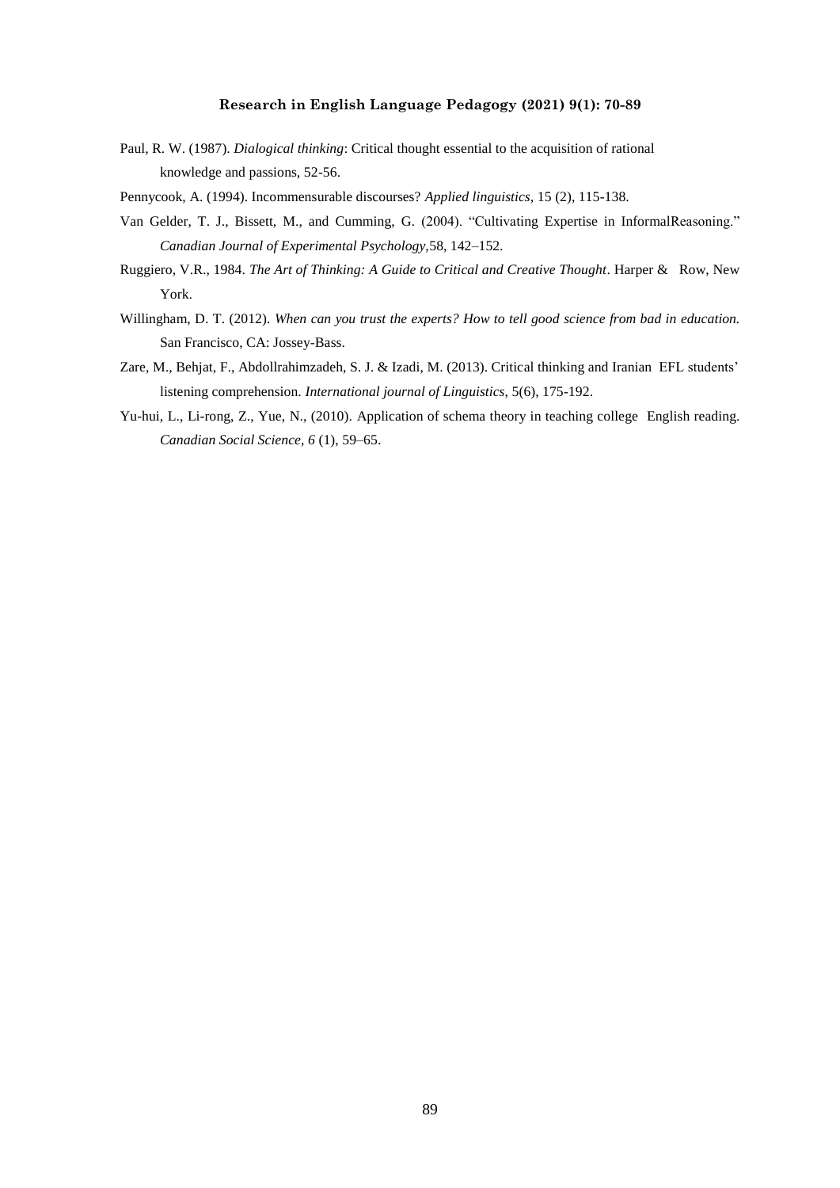Paul, R. W. (1987). *Dialogical thinking*: Critical thought essential to the acquisition of rational knowledge and passions, 52-56.

Pennycook, A. (1994). Incommensurable discourses? *Applied linguistics,* 15 (2), 115-138.

Van Gelder, T. J., Bissett, M., and Cumming, G. (2004). "Cultivating Expertise in InformalReasoning." *Canadian Journal of Experimental Psychology,*58, 142–152.

Ruggiero, V.R., 1984. *The Art of Thinking: A Guide to Critical and Creative Thought*. Harper & Row, New York.

Willingham, D. T. (2012). *When can you trust the experts? How to tell good science from bad in education.* San Francisco, CA: Jossey-Bass.

Zare, M., Behjat, F., Abdollrahimzadeh, S. J. & Izadi, M. (2013). Critical thinking and Iranian EFL students' listening comprehension. *International journal of Linguistics*, 5(6), 175-192.

Yu-hui, L., Li-rong, Z., Yue, N., (2010). Application of schema theory in teaching college English reading. *Canadian Social Science, 6* (1), 59–65.